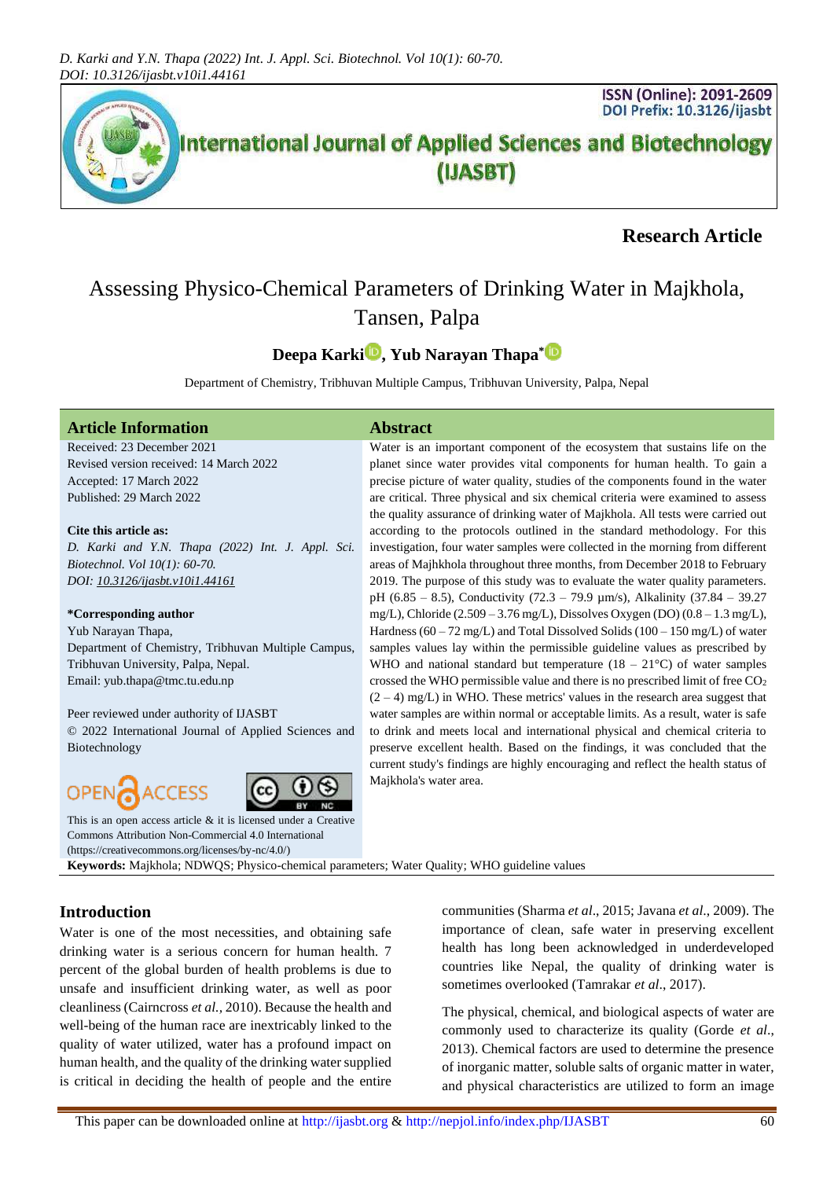**Research Article**

# Assessing Physico-Chemical Parameters of Drinking Water in Majkhola, Tansen, Palpa

**Deepa Karki, Yub Narayan Thapa***

Department of Chemistry, Tribhuvan Multiple Campus, Tribhuvan University, Palpa, Nepal

## Article Information

Received: 23 December 2021
Revised version received: 14 March 2022
Accepted: 17 March 2022
Published: 29 March 2022

**Cite this article as:**
*D. Karki and Y.N. Thapa (2022) Int. J. Appl. Sci. Biotechnol. Vol 10(1): 60-70. DOI: 10.3126/ijasbt.v10i1.44161*

***Corresponding author**
Yub Narayan Thapa,
Department of Chemistry, Tribhuvan Multiple Campus, Tribhuvan University, Palpa, Nepal.
Email: yub.thapa@tmc.tu.edu.np

Peer reviewed under authority of IJASBT
© 2022 International Journal of Applied Sciences and Biotechnology

OPEN ACCESS

This is an open access article & it is licensed under a Creative Commons Attribution Non-Commercial 4.0 International (https://creativecommons.org/licenses/by-nc/4.0/)

## Abstract

Water is an important component of the ecosystem that sustains life on the planet since water provides vital components for human health. To gain a precise picture of water quality, studies of the components found in the water are critical. Three physical and six chemical criteria were examined to assess the quality assurance of drinking water of Majkhola. All tests were carried out according to the protocols outlined in the standard methodology. For this investigation, four water samples were collected in the morning from different areas of Majhkhola throughout three months, from December 2018 to February 2019. The purpose of this study was to evaluate the water quality parameters. pH (6.85 – 8.5), Conductivity (72.3 – 79.9 µm/s), Alkalinity (37.84 – 39.27 mg/L), Chloride (2.509 – 3.76 mg/L), Dissolves Oxygen (DO) (0.8 – 1.3 mg/L), Hardness (60 – 72 mg/L) and Total Dissolved Solids (100 – 150 mg/L) of water samples values lay within the permissible guideline values as prescribed by WHO and national standard but temperature (18 – 21°C) of water samples crossed the WHO permissible value and there is no prescribed limit of free $CO_2$ (2 – 4) mg/L) in WHO. These metrics' values in the research area suggest that water samples are within normal or acceptable limits. As a result, water is safe to drink and meets local and international physical and chemical criteria to preserve excellent health. Based on the findings, it was concluded that the current study's findings are highly encouraging and reflect the health status of Majkhola's water area.

**Keywords:** Majkhola; NDWQS; Physico-chemical parameters; Water Quality; WHO guideline values

## Introduction

Water is one of the most necessities, and obtaining safe drinking water is a serious concern for human health. 7 percent of the global burden of health problems is due to unsafe and insufficient drinking water, as well as poor cleanliness (Cairncross *et al.*, 2010). Because the health and well-being of the human race are inextricably linked to the quality of water utilized, water has a profound impact on human health, and the quality of the drinking water supplied is critical in deciding the health of people and the entire communities (Sharma *et al*., 2015; Javana *et al*., 2009). The importance of clean, safe water in preserving excellent health has long been acknowledged in underdeveloped countries like Nepal, the quality of drinking water is sometimes overlooked (Tamrakar *et al*., 2017).

The physical, chemical, and biological aspects of water are commonly used to characterize its quality (Gorde *et al*., 2013). Chemical factors are used to determine the presence of inorganic matter, soluble salts of organic matter in water, and physical characteristics are utilized to form an image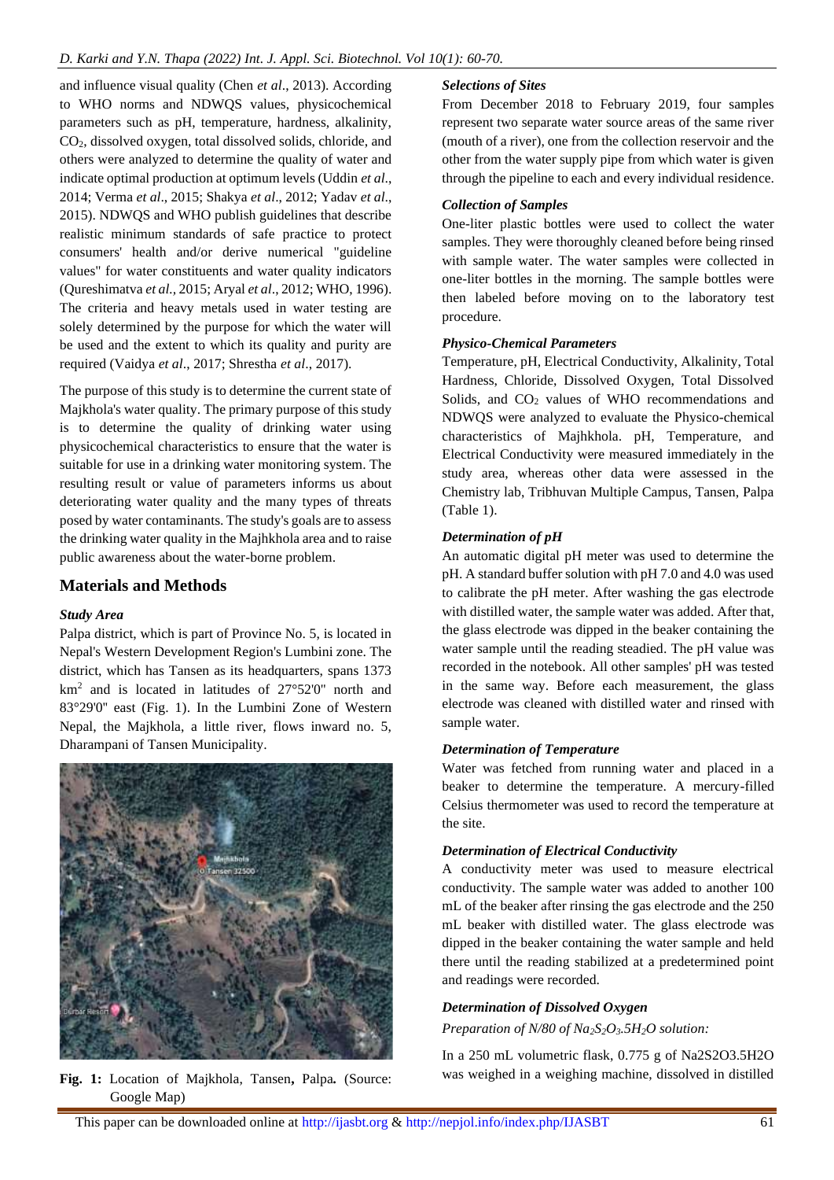and influence visual quality (Chen *et al*., 2013). According to WHO norms and NDWQS values, physicochemical parameters such as pH, temperature, hardness, alkalinity, $CO_2$, dissolved oxygen, total dissolved solids, chloride, and others were analyzed to determine the quality of water and indicate optimal production at optimum levels (Uddin *et al*., 2014; Verma *et al*., 2015; Shakya *et al*., 2012; Yadav *et al*., 2015). NDWQS and WHO publish guidelines that describe realistic minimum standards of safe practice to protect consumers' health and/or derive numerical "guideline values" for water constituents and water quality indicators (Qureshimatva *et al.*, 2015; Aryal *et al*., 2012; WHO, 1996). The criteria and heavy metals used in water testing are solely determined by the purpose for which the water will be used and the extent to which its quality and purity are required (Vaidya *et al*., 2017; Shrestha *et al*., 2017).

The purpose of this study is to determine the current state of Majkhola's water quality. The primary purpose of this study is to determine the quality of drinking water using physicochemical characteristics to ensure that the water is suitable for use in a drinking water monitoring system. The resulting result or value of parameters informs us about deteriorating water quality and the many types of threats posed by water contaminants. The study's goals are to assess the drinking water quality in the Majhkhola area and to raise public awareness about the water-borne problem.

## Materials and Methods

### *Study Area*

Palpa district, which is part of Province No. 5, is located in Nepal's Western Development Region's Lumbini zone. The district, which has Tansen as its headquarters, spans 1373 $km^2$ and is located in latitudes of 27°52'0" north and 83°29'0" east (Fig. 1). In the Lumbini Zone of Western Nepal, the Majkhola, a little river, flows inward no. 5, Dharampani of Tansen Municipality.

**Fig. 1:** Location of Majkhola, Tansen**,** Palpa**.** (Source: Google Map)

### *Selections of Sites*

From December 2018 to February 2019, four samples represent two separate water source areas of the same river (mouth of a river), one from the collection reservoir and the other from the water supply pipe from which water is given through the pipeline to each and every individual residence.

### *Collection of Samples*

One-liter plastic bottles were used to collect the water samples. They were thoroughly cleaned before being rinsed with sample water. The water samples were collected in one-liter bottles in the morning. The sample bottles were then labeled before moving on to the laboratory test procedure.

### *Physico-Chemical Parameters*

Temperature, pH, Electrical Conductivity, Alkalinity, Total Hardness, Chloride, Dissolved Oxygen, Total Dissolved Solids, and $CO_2$ values of WHO recommendations and NDWQS were analyzed to evaluate the Physico-chemical characteristics of Majhkhola. pH, Temperature, and Electrical Conductivity were measured immediately in the study area, whereas other data were assessed in the Chemistry lab, Tribhuvan Multiple Campus, Tansen, Palpa (Table 1).

### *Determination of pH*

An automatic digital pH meter was used to determine the pH. A standard buffer solution with pH 7.0 and 4.0 was used to calibrate the pH meter. After washing the gas electrode with distilled water, the sample water was added. After that, the glass electrode was dipped in the beaker containing the water sample until the reading steadied. The pH value was recorded in the notebook. All other samples' pH was tested in the same way. Before each measurement, the glass electrode was cleaned with distilled water and rinsed with sample water.

### *Determination of Temperature*

Water was fetched from running water and placed in a beaker to determine the temperature. A mercury-filled Celsius thermometer was used to record the temperature at the site.

### *Determination of Electrical Conductivity*

A conductivity meter was used to measure electrical conductivity. The sample water was added to another 100 mL of the beaker after rinsing the gas electrode and the 250 mL beaker with distilled water. The glass electrode was dipped in the beaker containing the water sample and held there until the reading stabilized at a predetermined point and readings were recorded.

### *Determination of Dissolved Oxygen*

*Preparation of N/80 of $Na_2S_2O_3.5H_2O$ solution:*

In a 250 mL volumetric flask, 0.775 g of Na2S2O3.5H2O was weighed in a weighing machine, dissolved in distilled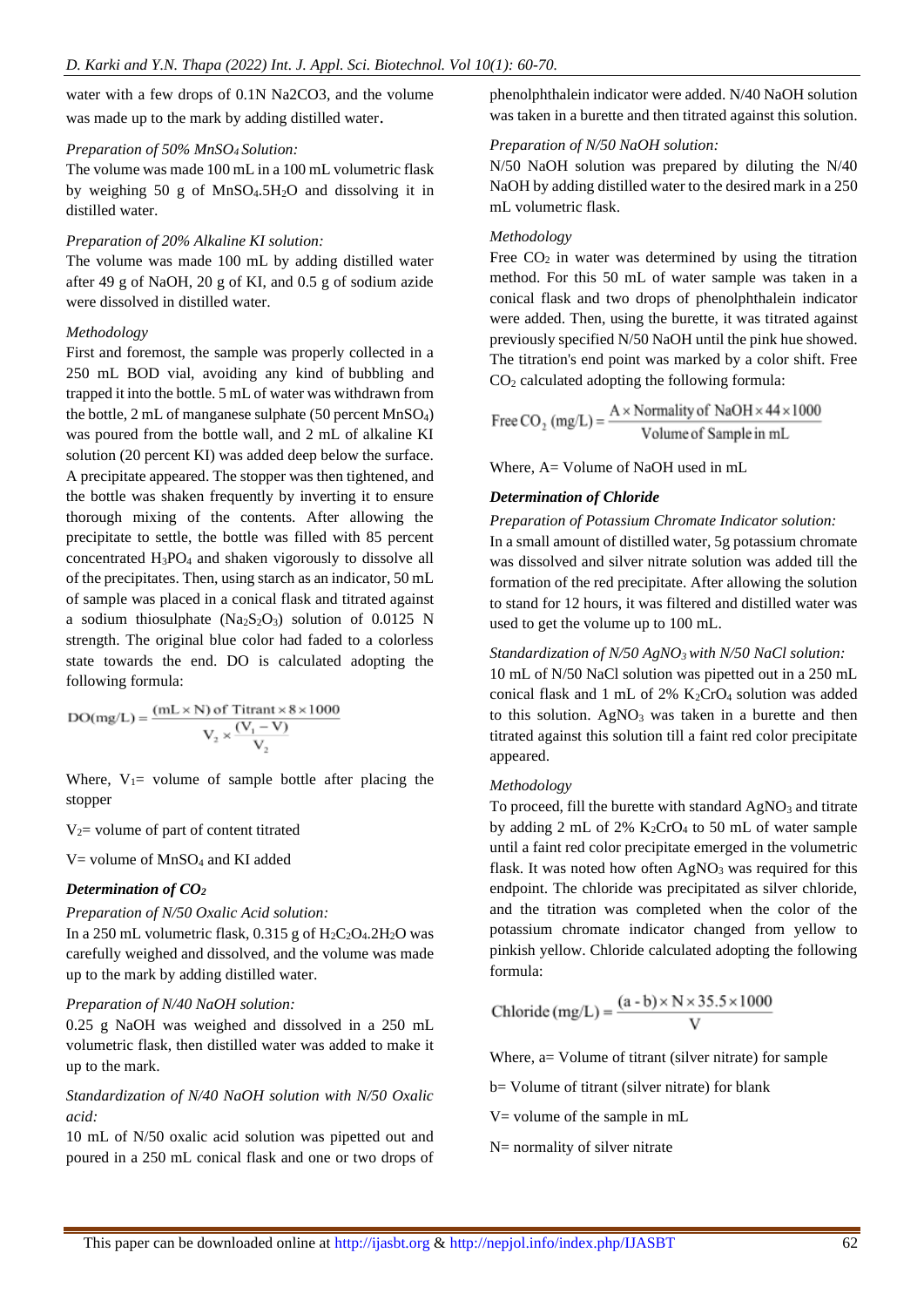water with a few drops of 0.1N $Na_2CO_3$, and the volume was made up to the mark by adding distilled water.

*Preparation of 50% $MnSO_4$ Solution:*

The volume was made 100 mL in a 100 mL volumetric flask by weighing 50 g of $MnSO_4.5H_2O$ and dissolving it in distilled water.

*Preparation of 20% Alkaline KI solution:*

The volume was made 100 mL by adding distilled water after 49 g of NaOH, 20 g of KI, and 0.5 g of sodium azide were dissolved in distilled water.

*Methodology*

First and foremost, the sample was properly collected in a 250 mL BOD vial, avoiding any kind of bubbling and trapped it into the bottle. 5 mL of water was withdrawn from the bottle, 2 mL of manganese sulphate (50 percent $MnSO_4$) was poured from the bottle wall, and 2 mL of alkaline KI solution (20 percent KI) was added deep below the surface. A precipitate appeared. The stopper was then tightened, and the bottle was shaken frequently by inverting it to ensure thorough mixing of the contents. After allowing the precipitate to settle, the bottle was filled with 85 percent concentrated $H_3PO_4$ and shaken vigorously to dissolve all of the precipitates. Then, using starch as an indicator, 50 mL of sample was placed in a conical flask and titrated against a sodium thiosulphate ($Na_2S_2O_3$) solution of 0.0125 N strength. The original blue color had faded to a colorless state towards the end. DO is calculated adopting the following formula:

$$\text{DO(mg/L)} = \frac{(\text{mL} \times \text{N}) \text{ of Titrant} \times 8 \times 1000}{V_2 \times \frac{(V_1 - V)}{V_2}}$$

Where, $V_1$= volume of sample bottle after placing the stopper

$V_2$= volume of part of content titrated

V= volume of $MnSO_4$ and KI added

***Determination of $CO_2$***

*Preparation of N/50 Oxalic Acid solution:*

In a 250 mL volumetric flask, 0.315 g of $H_2C_2O_4.2H_2O$ was carefully weighed and dissolved, and the volume was made up to the mark by adding distilled water.

*Preparation of N/40 NaOH solution:*

0.25 g NaOH was weighed and dissolved in a 250 mL volumetric flask, then distilled water was added to make it up to the mark.

*Standardization of N/40 NaOH solution with N/50 Oxalic acid:*

10 mL of N/50 oxalic acid solution was pipetted out and poured in a 250 mL conical flask and one or two drops of phenolphthalein indicator were added. N/40 NaOH solution was taken in a burette and then titrated against this solution.

*Preparation of N/50 NaOH solution:*

N/50 NaOH solution was prepared by diluting the N/40 NaOH by adding distilled water to the desired mark in a 250 mL volumetric flask.

*Methodology*

Free $CO_2$ in water was determined by using the titration method. For this 50 mL of water sample was taken in a conical flask and two drops of phenolphthalein indicator were added. Then, using the burette, it was titrated against previously specified N/50 NaOH until the pink hue showed. The titration's end point was marked by a color shift. Free $CO_2$ calculated adopting the following formula:

$$\text{Free } CO_2 \text{ (mg/L)} = \frac{\text{A} \times \text{Normality of NaOH} \times 44 \times 1000}{\text{Volume of Sample in mL}}$$

Where, A= Volume of NaOH used in mL

***Determination of Chloride***

*Preparation of Potassium Chromate Indicator solution:*

In a small amount of distilled water, 5g potassium chromate was dissolved and silver nitrate solution was added till the formation of the red precipitate. After allowing the solution to stand for 12 hours, it was filtered and distilled water was used to get the volume up to 100 mL.

*Standardization of N/50 $AgNO_3$ with N/50 NaCl solution:*

10 mL of N/50 NaCl solution was pipetted out in a 250 mL conical flask and 1 mL of 2% $K_2CrO_4$ solution was added to this solution. $AgNO_3$ was taken in a burette and then titrated against this solution till a faint red color precipitate appeared.

*Methodology*

To proceed, fill the burette with standard $AgNO_3$ and titrate by adding 2 mL of 2% $K_2CrO_4$ to 50 mL of water sample until a faint red color precipitate emerged in the volumetric flask. It was noted how often $AgNO_3$ was required for this endpoint. The chloride was precipitated as silver chloride, and the titration was completed when the color of the potassium chromate indicator changed from yellow to pinkish yellow. Chloride calculated adopting the following formula:

$$\text{Chloride (mg/L)} = \frac{(\text{a - b}) \times \text{N} \times 35.5 \times 1000}{\text{V}}$$

Where, a= Volume of titrant (silver nitrate) for sample

b= Volume of titrant (silver nitrate) for blank

V= volume of the sample in mL

N= normality of silver nitrate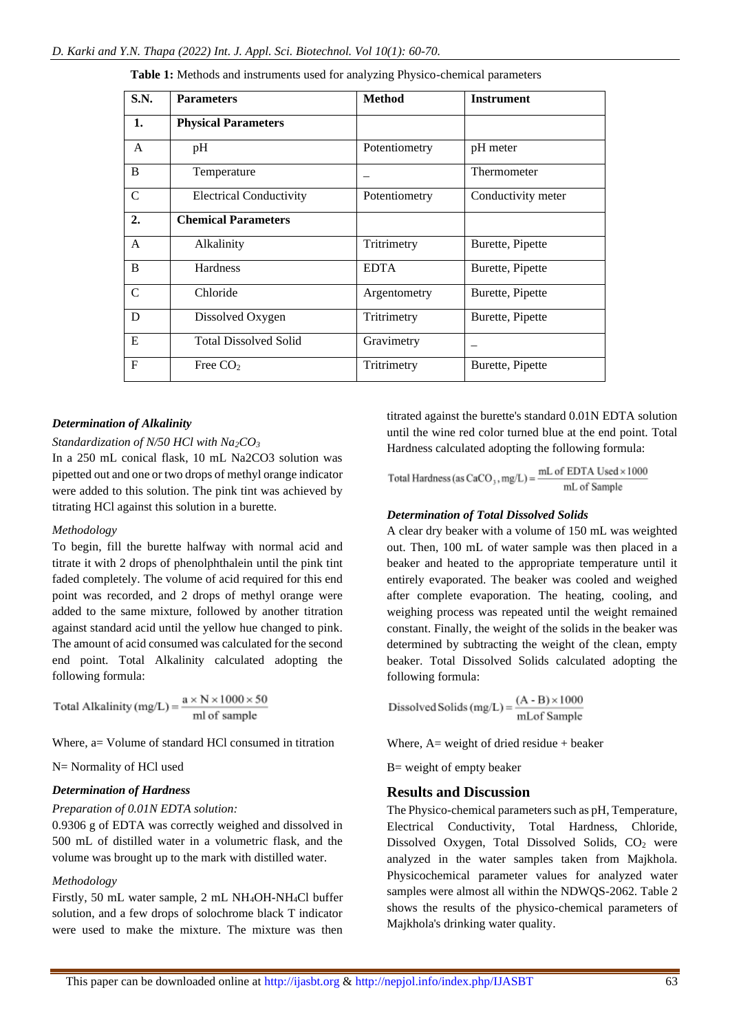**Table 1:** Methods and instruments used for analyzing Physico-chemical parameters

| S.N. | Parameters | Method | Instrument |
|---|---|---|---|
| **1.** | **Physical Parameters** | | |
| A | pH | Potentiometry | pH meter |
| B | Temperature | _ | Thermometer |
| C | Electrical Conductivity | Potentiometry | Conductivity meter |
| **2.** | **Chemical Parameters** | | |
| A | Alkalinity | Tritrimetry | Burette, Pipette |
| B | Hardness | EDTA | Burette, Pipette |
| C | Chloride | Argentometry | Burette, Pipette |
| D | Dissolved Oxygen | Tritrimetry | Burette, Pipette |
| E | Total Dissolved Solid | Gravimetry | _ |
| F | Free $CO_2$ | Tritrimetry | Burette, Pipette |

***Determination of Alkalinity***

*Standardization of N/50 HCl with $Na_2CO_3$*

In a 250 mL conical flask, 10 mL Na2CO3 solution was pipetted out and one or two drops of methyl orange indicator were added to this solution. The pink tint was achieved by titrating HCl against this solution in a burette.

*Methodology*

To begin, fill the burette halfway with normal acid and titrate it with 2 drops of phenolphthalein until the pink tint faded completely. The volume of acid required for this end point was recorded, and 2 drops of methyl orange were added to the same mixture, followed by another titration against standard acid until the yellow hue changed to pink. The amount of acid consumed was calculated for the second end point. Total Alkalinity calculated adopting the following formula:

$$\text{Total Alkalinity (mg/L)} = \frac{a \times N \times 1000 \times 50}{\text{ml of sample}}$$

Where, a= Volume of standard HCl consumed in titration

N= Normality of HCl used

***Determination of Hardness***

*Preparation of 0.01N EDTA solution:*

0.9306 g of EDTA was correctly weighed and dissolved in 500 mL of distilled water in a volumetric flask, and the volume was brought up to the mark with distilled water.

*Methodology*

Firstly, 50 mL water sample, 2 mL $NH_4OH$-$NH_4Cl$ buffer solution, and a few drops of solochrome black T indicator were used to make the mixture. The mixture was then titrated against the burette's standard 0.01N EDTA solution until the wine red color turned blue at the end point. Total Hardness calculated adopting the following formula:

$$\text{Total Hardness (as } CaCO_3\text{, mg/L)} = \frac{\text{mL of EDTA Used} \times 1000}{\text{mL of Sample}}$$

***Determination of Total Dissolved Solids***

A clear dry beaker with a volume of 150 mL was weighted out. Then, 100 mL of water sample was then placed in a beaker and heated to the appropriate temperature until it entirely evaporated. The beaker was cooled and weighed after complete evaporation. The heating, cooling, and weighing process was repeated until the weight remained constant. Finally, the weight of the solids in the beaker was determined by subtracting the weight of the clean, empty beaker. Total Dissolved Solids calculated adopting the following formula:

$$\text{Dissolved Solids (mg/L)} = \frac{(A - B) \times 1000}{\text{mLof Sample}}$$

Where, A= weight of dried residue + beaker

B= weight of empty beaker

## Results and Discussion

The Physico-chemical parameters such as pH, Temperature, Electrical Conductivity, Total Hardness, Chloride, Dissolved Oxygen, Total Dissolved Solids, $CO_2$ were analyzed in the water samples taken from Majkhola. Physicochemical parameter values for analyzed water samples were almost all within the NDWQS-2062. Table 2 shows the results of the physico-chemical parameters of Majkhola's drinking water quality.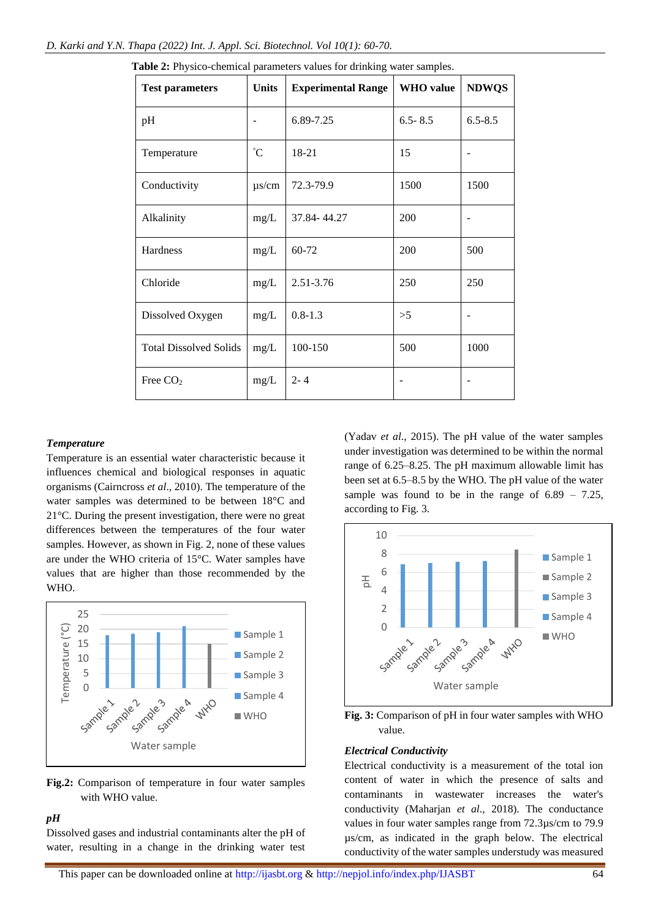**Table 2:** Physico-chemical parameters values for drinking water samples.

| Test parameters | Units | Experimental Range | WHO value | NDWQS |
|---|---|---|---|---|
| pH | - | 6.89-7.25 | 6.5- 8.5 | 6.5-8.5 |
| Temperature | °C | 18-21 | 15 | - |
| Conductivity | µs/cm | 72.3-79.9 | 1500 | 1500 |
| Alkalinity | mg/L | 37.84- 44.27 | 200 | - |
| Hardness | mg/L | 60-72 | 200 | 500 |
| Chloride | mg/L | 2.51-3.76 | 250 | 250 |
| Dissolved Oxygen | mg/L | 0.8-1.3 | >5 | - |
| Total Dissolved Solids | mg/L | 100-150 | 500 | 1000 |
| Free $CO_2$ | mg/L | 2- 4 | - | - |

***Temperature***

Temperature is an essential water characteristic because it influences chemical and biological responses in aquatic organisms (Cairncross *et al*., 2010). The temperature of the water samples was determined to be between 18°C and 21°C. During the present investigation, there were no great differences between the temperatures of the four water samples. However, as shown in Fig. 2, none of these values are under the WHO criteria of 15°C. Water samples have values that are higher than those recommended by the WHO.

**Fig.2:** Comparison of temperature in four water samples with WHO value.

***pH***

Dissolved gases and industrial contaminants alter the pH of water, resulting in a change in the drinking water test (Yadav *et al*., 2015). The pH value of the water samples under investigation was determined to be within the normal range of 6.25–8.25. The pH maximum allowable limit has been set at 6.5–8.5 by the WHO. The pH value of the water sample was found to be in the range of 6.89 – 7.25, according to Fig. 3.

**Fig. 3:** Comparison of pH in four water samples with WHO value.

***Electrical Conductivity***

Electrical conductivity is a measurement of the total ion content of water in which the presence of salts and contaminants in wastewater increases the water's conductivity (Maharjan *et al*., 2018). The conductance values in four water samples range from 72.3µs/cm to 79.9 µs/cm, as indicated in the graph below. The electrical conductivity of the water samples understudy was measured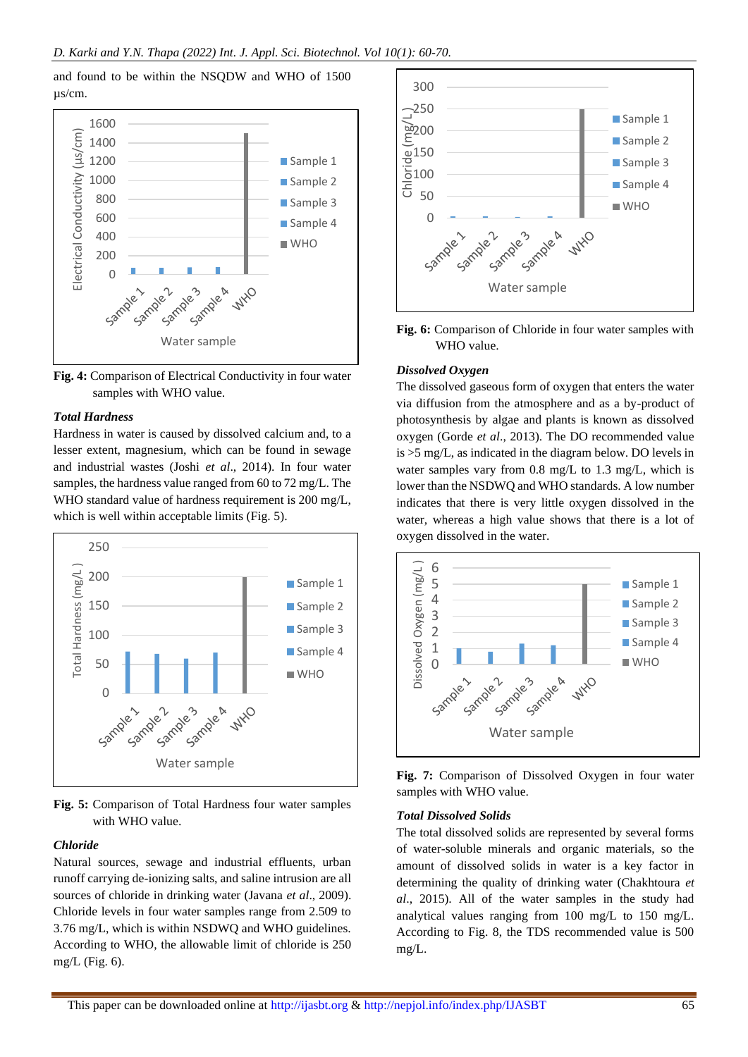and found to be within the NSQDW and WHO of 1500 µs/cm.

**Fig. 4:** Comparison of Electrical Conductivity in four water samples with WHO value.

### *Total Hardness*

Hardness in water is caused by dissolved calcium and, to a lesser extent, magnesium, which can be found in sewage and industrial wastes (Joshi *et al*., 2014). In four water samples, the hardness value ranged from 60 to 72 mg/L. The WHO standard value of hardness requirement is 200 mg/L, which is well within acceptable limits (Fig. 5).

**Fig. 5:** Comparison of Total Hardness four water samples with WHO value.

### *Chloride*

Natural sources, sewage and industrial effluents, urban runoff carrying de-ionizing salts, and saline intrusion are all sources of chloride in drinking water (Javana *et al*., 2009). Chloride levels in four water samples range from 2.509 to 3.76 mg/L, which is within NSDWQ and WHO guidelines. According to WHO, the allowable limit of chloride is 250 mg/L (Fig. 6).

**Fig. 6:** Comparison of Chloride in four water samples with WHO value.

### *Dissolved Oxygen*

The dissolved gaseous form of oxygen that enters the water via diffusion from the atmosphere and as a by-product of photosynthesis by algae and plants is known as dissolved oxygen (Gorde *et al*., 2013). The DO recommended value is >5 mg/L, as indicated in the diagram below. DO levels in water samples vary from 0.8 mg/L to 1.3 mg/L, which is lower than the NSDWQ and WHO standards. A low number indicates that there is very little oxygen dissolved in the water, whereas a high value shows that there is a lot of oxygen dissolved in the water.

**Fig. 7:** Comparison of Dissolved Oxygen in four water samples with WHO value.

### *Total Dissolved Solids*

The total dissolved solids are represented by several forms of water-soluble minerals and organic materials, so the amount of dissolved solids in water is a key factor in determining the quality of drinking water (Chakhtoura *et al*., 2015). All of the water samples in the study had analytical values ranging from 100 mg/L to 150 mg/L. According to Fig. 8, the TDS recommended value is 500 mg/L.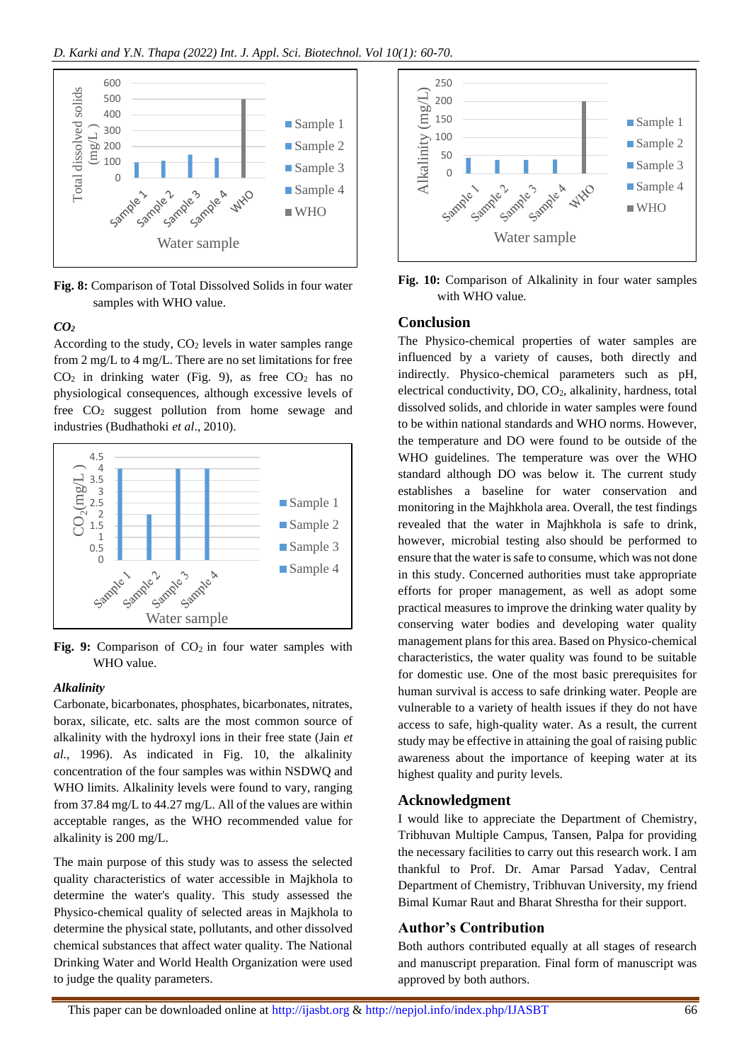**Fig. 8:** Comparison of Total Dissolved Solids in four water samples with WHO value.

### *$CO_2$*

According to the study, $CO_2$ levels in water samples range from 2 mg/L to 4 mg/L. There are no set limitations for free $CO_2$ in drinking water (Fig. 9), as free $CO_2$ has no physiological consequences, although excessive levels of free $CO_2$ suggest pollution from home sewage and industries (Budhathoki *et al*., 2010).

**Fig. 9:** Comparison of $CO_2$ in four water samples with WHO value.

### *Alkalinity*

Carbonate, bicarbonates, phosphates, bicarbonates, nitrates, borax, silicate, etc. salts are the most common source of alkalinity with the hydroxyl ions in their free state (Jain *et al.,* 1996). As indicated in Fig. 10, the alkalinity concentration of the four samples was within NSDWQ and WHO limits. Alkalinity levels were found to vary, ranging from 37.84 mg/L to 44.27 mg/L. All of the values are within acceptable ranges, as the WHO recommended value for alkalinity is 200 mg/L.

The main purpose of this study was to assess the selected quality characteristics of water accessible in Majkhola to determine the water's quality. This study assessed the Physico-chemical quality of selected areas in Majkhola to determine the physical state, pollutants, and other dissolved chemical substances that affect water quality. The National Drinking Water and World Health Organization were used to judge the quality parameters.

**Fig. 10:** Comparison of Alkalinity in four water samples with WHO value.

## Conclusion

The Physico-chemical properties of water samples are influenced by a variety of causes, both directly and indirectly. Physico-chemical parameters such as pH, electrical conductivity, DO, $CO_2$, alkalinity, hardness, total dissolved solids, and chloride in water samples were found to be within national standards and WHO norms. However, the temperature and DO were found to be outside of the WHO guidelines. The temperature was over the WHO standard although DO was below it. The current study establishes a baseline for water conservation and monitoring in the Majhkhola area. Overall, the test findings revealed that the water in Majhkhola is safe to drink, however, microbial testing also should be performed to ensure that the water is safe to consume, which was not done in this study. Concerned authorities must take appropriate efforts for proper management, as well as adopt some practical measures to improve the drinking water quality by conserving water bodies and developing water quality management plans for this area. Based on Physico-chemical characteristics, the water quality was found to be suitable for domestic use. One of the most basic prerequisites for human survival is access to safe drinking water. People are vulnerable to a variety of health issues if they do not have access to safe, high-quality water. As a result, the current study may be effective in attaining the goal of raising public awareness about the importance of keeping water at its highest quality and purity levels.

## Acknowledgment

I would like to appreciate the Department of Chemistry, Tribhuvan Multiple Campus, Tansen, Palpa for providing the necessary facilities to carry out this research work. I am thankful to Prof. Dr. Amar Parsad Yadav, Central Department of Chemistry, Tribhuvan University, my friend Bimal Kumar Raut and Bharat Shrestha for their support.

## Author's Contribution

Both authors contributed equally at all stages of research and manuscript preparation. Final form of manuscript was approved by both authors.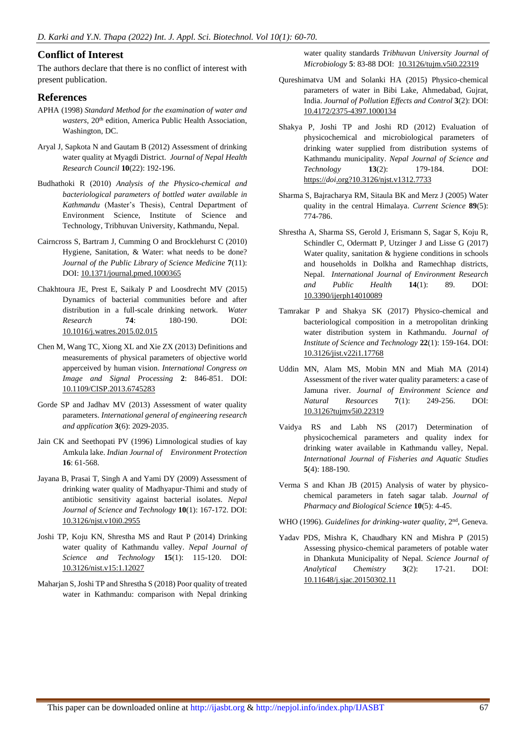## Conflict of Interest

The authors declare that there is no conflict of interest with present publication.

## References

APHA (1998) *Standard Method for the examination of water and wasters*, 20th edition, America Public Health Association, Washington, DC.

Aryal J, Sapkota N and Gautam B (2012) Assessment of drinking water quality at Myagdi District. *Journal of Nepal Health Research Council* **10**(22): 192-196.

Budhathoki R (2010) *Analysis of the Physico-chemical and bacteriological parameters of bottled water available in Kathmandu* (Master's Thesis), Central Department of Environment Science, Institute of Science and Technology, Tribhuvan University, Kathmandu, Nepal.

Cairncross S, Bartram J, Cumming O and Brocklehurst C (2010) Hygiene, Sanitation, & Water: what needs to be done? *Journal of the Public Library of Science Medicine* **7**(11): DOI: 10.1371/journal.pmed.1000365

Chakhtoura JE, Prest E, Saikaly P and Loosdrecht MV (2015) Dynamics of bacterial communities before and after distribution in a full-scale drinking network. *Water Research* **74**: 180-190. DOI: 10.1016/j.watres.2015.02.015

Chen M, Wang TC, Xiong XL and Xie ZX (2013) Definitions and measurements of physical parameters of objective world apperceived by human vision. *International Congress on Image and Signal Processing* **2**: 846-851. DOI: 10.1109/CISP.2013.6745283

Gorde SP and Jadhav MV (2013) Assessment of water quality parameters. *International general of engineering research and application* **3**(6): 2029-2035.

Jain CK and Seethopati PV (1996) Limnological studies of kay Amkula lake. *Indian Journal of Environment Protection* **16**: 61-568.

Jayana B, Prasai T, Singh A and Yami DY (2009) Assessment of drinking water quality of Madhyapur-Thimi and study of antibiotic sensitivity against bacterial isolates. *Nepal Journal of Science and Technology* **10**(1): 167-172. DOI: 10.3126/njst.v10i0.2955

Joshi TP, Koju KN, Shrestha MS and Raut P (2014) Drinking water quality of Kathmandu valley. *Nepal Journal of Science and Technology* **15**(1): 115-120. DOI: 10.3126/nist.v15:1.12027

Maharjan S, Joshi TP and Shrestha S (2018) Poor quality of treated water in Kathmandu: comparison with Nepal drinking water quality standards *Tribhuvan University Journal of Microbiology* **5**: 83-88 DOI: 10.3126/tujm.v5i0.22319

Qureshimatva UM and Solanki HA (2015) Physico-chemical parameters of water in Bibi Lake, Ahmedabad, Gujrat, India. *Journal of Pollution Effects and Control* **3**(2): DOI: 10.4172/2375-4397.1000134

Shakya P, Joshi TP and Joshi RD (2012) Evaluation of physicochemical and microbiological parameters of drinking water supplied from distribution systems of Kathmandu municipality. *Nepal Journal of Science and Technology* **13**(2): 179-184. DOI: https://*doi*.org?10.3126/njst.v1312.7733

Sharma S, Bajracharya RM, Sitaula BK and Merz J (2005) Water quality in the central Himalaya. *Current Science* **89**(5): 774-786.

Shrestha A, Sharma SS, Gerold J, Erismann S, Sagar S, Koju R, Schindler C, Odermatt P, Utzinger J and Lisse G (2017) Water quality, sanitation & hygiene conditions in schools and households in Dolkha and Ramechhap districts, Nepal. *International Journal of Environment Research and Public Health* **14**(1): 89. DOI: 10.3390/ijerph14010089

Tamrakar P and Shakya SK (2017) Physico-chemical and bacteriological composition in a metropolitan drinking water distribution system in Kathmandu. *Journal of Institute of Science and Technology* **22**(1): 159-164. DOI: 10.3126/jist.v22i1.17768

Uddin MN, Alam MS, Mobin MN and Miah MA (2014) Assessment of the river water quality parameters: a case of Jamuna river. *Journal of Environment Science and Natural Resources* **7**(1): 249-256. DOI: 10.3126?tujmv5i0.22319

Vaidya RS and Labh NS (2017) Determination of physicochemical parameters and quality index for drinking water available in Kathmandu valley, Nepal. *International Journal of Fisheries and Aquatic Studies* **5**(4): 188-190.

Verma S and Khan JB (2015) Analysis of water by physico-chemical parameters in fateh sagar talab. *Journal of Pharmacy and Biological Science* **10**(5): 4-45.

WHO (1996). *Guidelines for drinking-water quality*, 2nd, Geneva.

Yadav PDS, Mishra K, Chaudhary KN and Mishra P (2015) Assessing physico-chemical parameters of potable water in Dhankuta Municipality of Nepal. *Science Journal of Analytical Chemistry* **3**(2): 17-21. DOI: 10.11648/j.sjac.20150302.11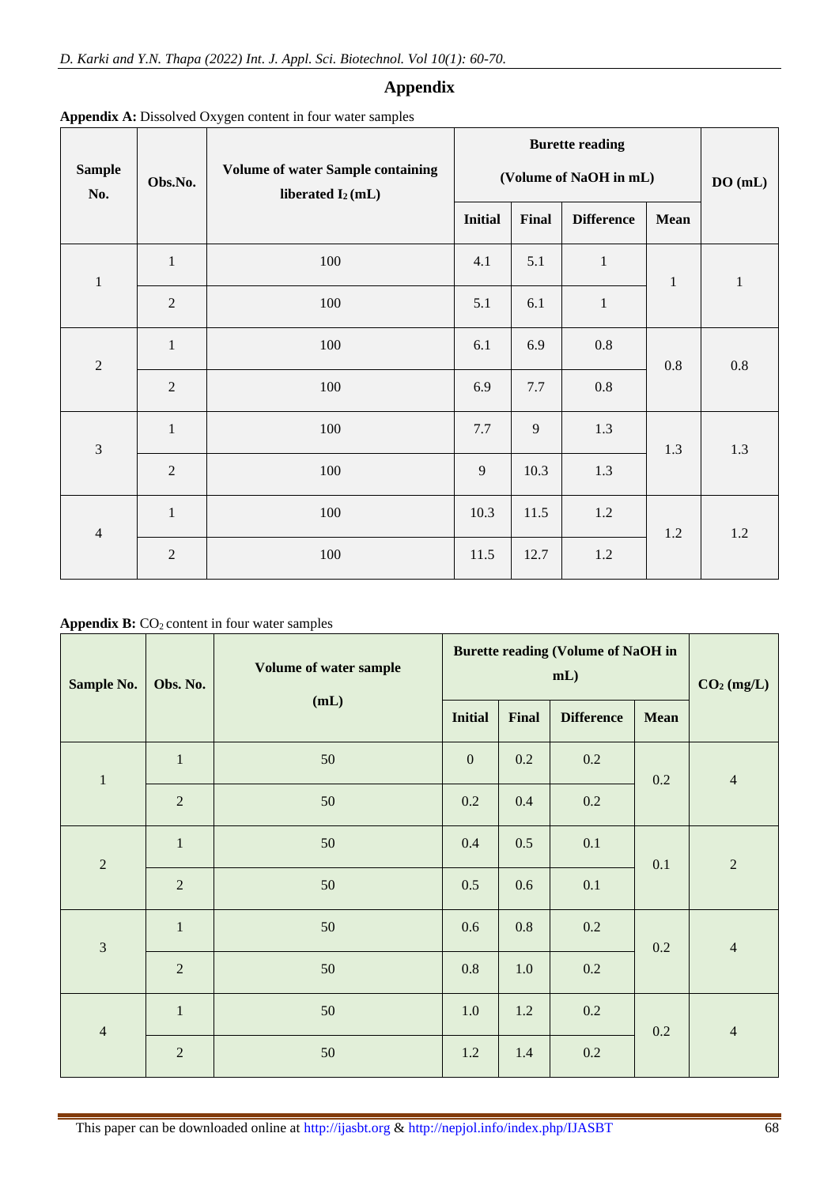# Appendix

**Appendix A:** Dissolved Oxygen content in four water samples

| Sample No. | Obs.No. | Volume of water Sample containing liberated $I_2$ (mL) | Burette reading (Volume of NaOH in mL) | | | | DO (mL) |
|---|---|---|---|---|---|---|---|
| | | | Initial | Final | Difference | Mean | |
| 1 | 1 | 100 | 4.1 | 5.1 | 1 | 1 | 1 |
| | 2 | 100 | 5.1 | 6.1 | 1 | | |
| 2 | 1 | 100 | 6.1 | 6.9 | 0.8 | 0.8 | 0.8 |
| | 2 | 100 | 6.9 | 7.7 | 0.8 | | |
| 3 | 1 | 100 | 7.7 | 9 | 1.3 | 1.3 | 1.3 |
| | 2 | 100 | 9 | 10.3 | 1.3 | | |
| 4 | 1 | 100 | 10.3 | 11.5 | 1.2 | 1.2 | 1.2 |
| | 2 | 100 | 11.5 | 12.7 | 1.2 | | |

**Appendix B:** $CO_2$ content in four water samples

| Sample No. | Obs. No. | Volume of water sample (mL) | Burette reading (Volume of NaOH in mL) | | | | $CO_2$ (mg/L) |
|---|---|---|---|---|---|---|---|
| | | | Initial | Final | Difference | Mean | |
| 1 | 1 | 50 | 0 | 0.2 | 0.2 | 0.2 | 4 |
| | 2 | 50 | 0.2 | 0.4 | 0.2 | | |
| 2 | 1 | 50 | 0.4 | 0.5 | 0.1 | 0.1 | 2 |
| | 2 | 50 | 0.5 | 0.6 | 0.1 | | |
| 3 | 1 | 50 | 0.6 | 0.8 | 0.2 | 0.2 | 4 |
| | 2 | 50 | 0.8 | 1.0 | 0.2 | | |
| 4 | 1 | 50 | 1.0 | 1.2 | 0.2 | 0.2 | 4 |
| | 2 | 50 | 1.2 | 1.4 | 0.2 | | |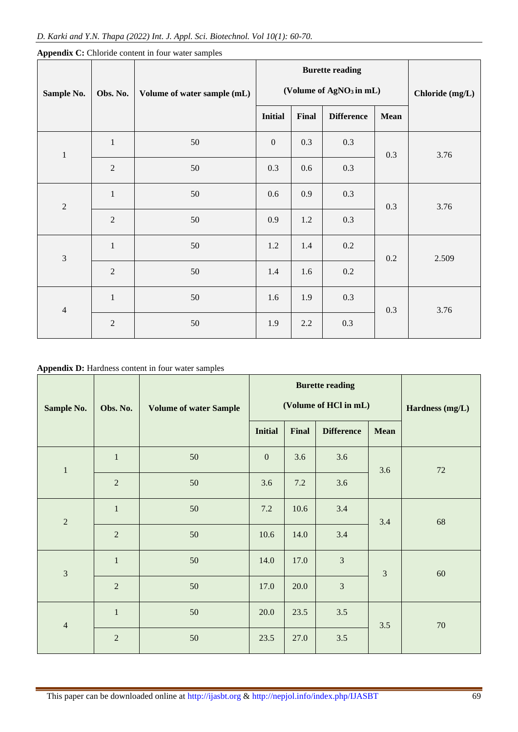**Appendix C:** Chloride content in four water samples

| Sample No. | Obs. No. | Volume of water sample (mL) | Burette reading (Volume of $AgNO_3$ in mL) | | | | Chloride (mg/L) |
|---|---|---|---|---|---|---|---|
| | | | Initial | Final | Difference | Mean | |
| 1 | 1 | 50 | 0 | 0.3 | 0.3 | 0.3 | 3.76 |
| | 2 | 50 | 0.3 | 0.6 | 0.3 | | |
| 2 | 1 | 50 | 0.6 | 0.9 | 0.3 | 0.3 | 3.76 |
| | 2 | 50 | 0.9 | 1.2 | 0.3 | | |
| 3 | 1 | 50 | 1.2 | 1.4 | 0.2 | 0.2 | 2.509 |
| | 2 | 50 | 1.4 | 1.6 | 0.2 | | |
| 4 | 1 | 50 | 1.6 | 1.9 | 0.3 | 0.3 | 3.76 |
| | 2 | 50 | 1.9 | 2.2 | 0.3 | | |

**Appendix D:** Hardness content in four water samples

| Sample No. | Obs. No. | Volume of water Sample | Burette reading (Volume of HCl in mL) | | | | Hardness (mg/L) |
|---|---|---|---|---|---|---|---|
| | | | Initial | Final | Difference | Mean | |
| 1 | 1 | 50 | 0 | 3.6 | 3.6 | 3.6 | 72 |
| | 2 | 50 | 3.6 | 7.2 | 3.6 | | |
| 2 | 1 | 50 | 7.2 | 10.6 | 3.4 | 3.4 | 68 |
| | 2 | 50 | 10.6 | 14.0 | 3.4 | | |
| 3 | 1 | 50 | 14.0 | 17.0 | 3 | 3 | 60 |
| | 2 | 50 | 17.0 | 20.0 | 3 | | |
| 4 | 1 | 50 | 20.0 | 23.5 | 3.5 | 3.5 | 70 |
| | 2 | 50 | 23.5 | 27.0 | 3.5 | | |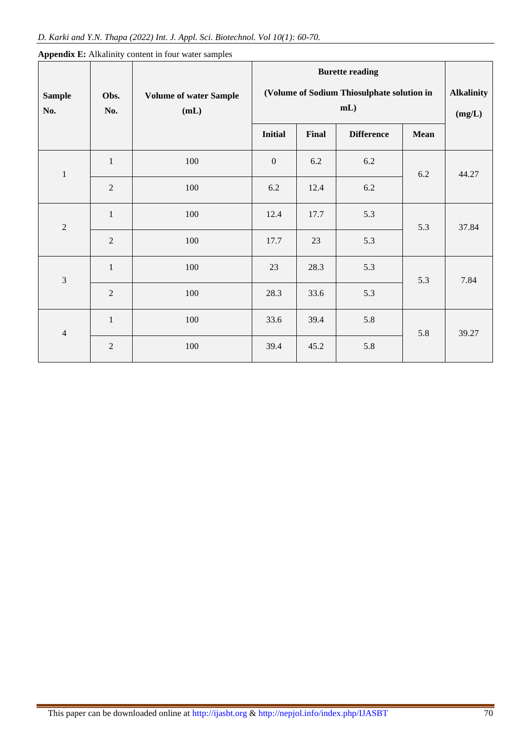**Appendix E:** Alkalinity content in four water samples

| Sample No. | Obs. No. | Volume of water Sample (mL) | Burette reading (Volume of Sodium Thiosulphate solution in mL) | | | | Alkalinity (mg/L) |
|---|---|---|---|---|---|---|---|
| | | | Initial | Final | Difference | Mean | |
| 1 | 1 | 100 | 0 | 6.2 | 6.2 | 6.2 | 44.27 |
| | 2 | 100 | 6.2 | 12.4 | 6.2 | | |
| 2 | 1 | 100 | 12.4 | 17.7 | 5.3 | 5.3 | 37.84 |
| | 2 | 100 | 17.7 | 23 | 5.3 | | |
| 3 | 1 | 100 | 23 | 28.3 | 5.3 | 5.3 | 7.84 |
| | 2 | 100 | 28.3 | 33.6 | 5.3 | | |
| 4 | 1 | 100 | 33.6 | 39.4 | 5.8 | 5.8 | 39.27 |
| | 2 | 100 | 39.4 | 45.2 | 5.8 | | |